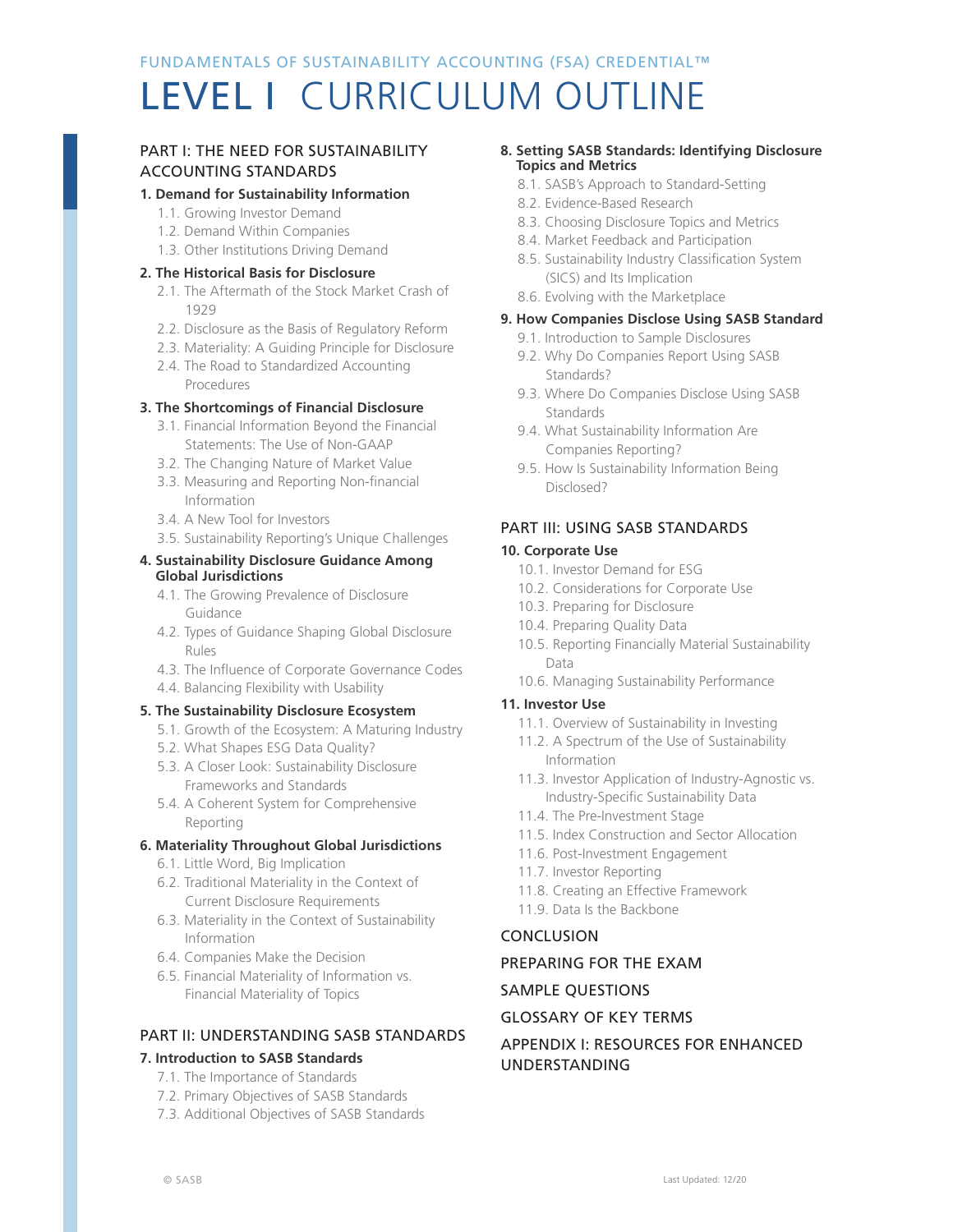FUNDAMENTALS OF SUSTAINABILITY ACCOUNTING (FSA) CREDENTIAL™

# LEVEL I CURRICULUM OUTLINE

## PART I: THE NEED FOR SUSTAINABILITY ACCOUNTING STANDARDS

**1. Demand for Sustainability Information**
- 1.1. Growing Investor Demand
- 1.2. Demand Within Companies
- 1.3. Other Institutions Driving Demand

**2. The Historical Basis for Disclosure**
- 2.1. The Aftermath of the Stock Market Crash of 1929
- 2.2. Disclosure as the Basis of Regulatory Reform
- 2.3. Materiality: A Guiding Principle for Disclosure
- 2.4. The Road to Standardized Accounting Procedures

**3. The Shortcomings of Financial Disclosure**
- 3.1. Financial Information Beyond the Financial Statements: The Use of Non-GAAP
- 3.2. The Changing Nature of Market Value
- 3.3. Measuring and Reporting Non-financial Information
- 3.4. A New Tool for Investors
- 3.5. Sustainability Reporting's Unique Challenges

**4. Sustainability Disclosure Guidance Among Global Jurisdictions**
- 4.1. The Growing Prevalence of Disclosure Guidance
- 4.2. Types of Guidance Shaping Global Disclosure Rules
- 4.3. The Influence of Corporate Governance Codes
- 4.4. Balancing Flexibility with Usability

**5. The Sustainability Disclosure Ecosystem**
- 5.1. Growth of the Ecosystem: A Maturing Industry
- 5.2. What Shapes ESG Data Quality?
- 5.3. A Closer Look: Sustainability Disclosure Frameworks and Standards
- 5.4. A Coherent System for Comprehensive Reporting

**6. Materiality Throughout Global Jurisdictions**
- 6.1. Little Word, Big Implication
- 6.2. Traditional Materiality in the Context of Current Disclosure Requirements
- 6.3. Materiality in the Context of Sustainability Information
- 6.4. Companies Make the Decision
- 6.5. Financial Materiality of Information vs. Financial Materiality of Topics

## PART II: UNDERSTANDING SASB STANDARDS

**7. Introduction to SASB Standards**
- 7.1. The Importance of Standards
- 7.2. Primary Objectives of SASB Standards
- 7.3. Additional Objectives of SASB Standards

**8. Setting SASB Standards: Identifying Disclosure Topics and Metrics**
- 8.1. SASB's Approach to Standard-Setting
- 8.2. Evidence-Based Research
- 8.3. Choosing Disclosure Topics and Metrics
- 8.4. Market Feedback and Participation
- 8.5. Sustainability Industry Classification System (SICS) and Its Implication
- 8.6. Evolving with the Marketplace

**9. How Companies Disclose Using SASB Standard**
- 9.1. Introduction to Sample Disclosures
- 9.2. Why Do Companies Report Using SASB Standards?
- 9.3. Where Do Companies Disclose Using SASB Standards
- 9.4. What Sustainability Information Are Companies Reporting?
- 9.5. How Is Sustainability Information Being Disclosed?

## PART III: USING SASB STANDARDS

**10. Corporate Use**
- 10.1. Investor Demand for ESG
- 10.2. Considerations for Corporate Use
- 10.3. Preparing for Disclosure
- 10.4. Preparing Quality Data
- 10.5. Reporting Financially Material Sustainability Data
- 10.6. Managing Sustainability Performance

**11. Investor Use**
- 11.1. Overview of Sustainability in Investing
- 11.2. A Spectrum of the Use of Sustainability Information
- 11.3. Investor Application of Industry-Agnostic vs. Industry-Specific Sustainability Data
- 11.4. The Pre-Investment Stage
- 11.5. Index Construction and Sector Allocation
- 11.6. Post-Investment Engagement
- 11.7. Investor Reporting
- 11.8. Creating an Effective Framework
- 11.9. Data Is the Backbone

## CONCLUSION

## PREPARING FOR THE EXAM

## SAMPLE QUESTIONS

## GLOSSARY OF KEY TERMS

## APPENDIX I: RESOURCES FOR ENHANCED UNDERSTANDING

© SASB

Last Updated: 12/20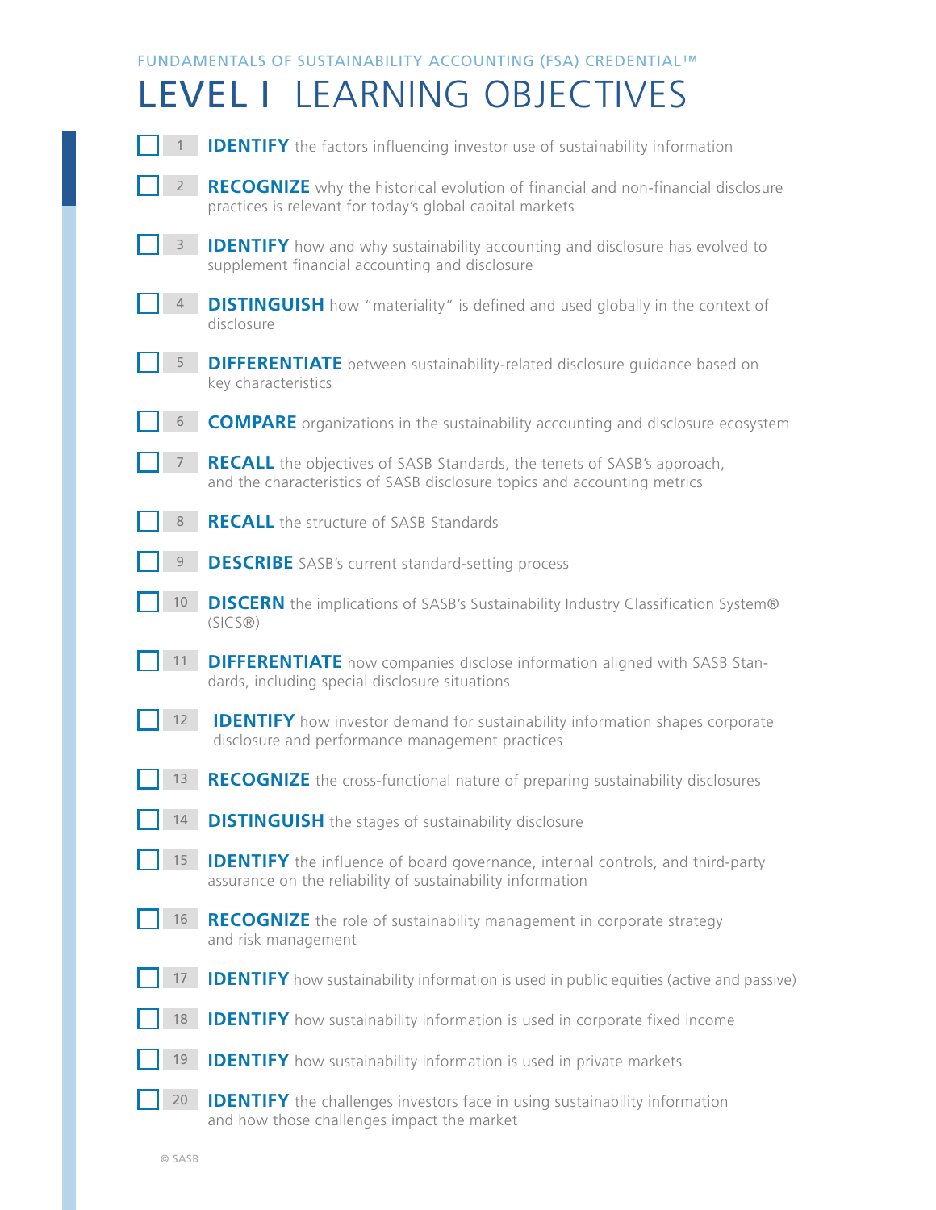FUNDAMENTALS OF SUSTAINABILITY ACCOUNTING (FSA) CREDENTIAL™

# LEVEL I LEARNING OBJECTIVES

- [ ] 1 **IDENTIFY** the factors influencing investor use of sustainability information
- [ ] 2 **RECOGNIZE** why the historical evolution of financial and non-financial disclosure practices is relevant for today's global capital markets
- [ ] 3 **IDENTIFY** how and why sustainability accounting and disclosure has evolved to supplement financial accounting and disclosure
- [ ] 4 **DISTINGUISH** how "materiality" is defined and used globally in the context of disclosure
- [ ] 5 **DIFFERENTIATE** between sustainability-related disclosure guidance based on key characteristics
- [ ] 6 **COMPARE** organizations in the sustainability accounting and disclosure ecosystem
- [ ] 7 **RECALL** the objectives of SASB Standards, the tenets of SASB's approach, and the characteristics of SASB disclosure topics and accounting metrics
- [ ] 8 **RECALL** the structure of SASB Standards
- [ ] 9 **DESCRIBE** SASB's current standard-setting process
- [ ] 10 **DISCERN** the implications of SASB's Sustainability Industry Classification System® (SICS®)
- [ ] 11 **DIFFERENTIATE** how companies disclose information aligned with SASB Standards, including special disclosure situations
- [ ] 12 **IDENTIFY** how investor demand for sustainability information shapes corporate disclosure and performance management practices
- [ ] 13 **RECOGNIZE** the cross-functional nature of preparing sustainability disclosures
- [ ] 14 **DISTINGUISH** the stages of sustainability disclosure
- [ ] 15 **IDENTIFY** the influence of board governance, internal controls, and third-party assurance on the reliability of sustainability information
- [ ] 16 **RECOGNIZE** the role of sustainability management in corporate strategy and risk management
- [ ] 17 **IDENTIFY** how sustainability information is used in public equities (active and passive)
- [ ] 18 **IDENTIFY** how sustainability information is used in corporate fixed income
- [ ] 19 **IDENTIFY** how sustainability information is used in private markets
- [ ] 20 **IDENTIFY** the challenges investors face in using sustainability information and how those challenges impact the market

© SASB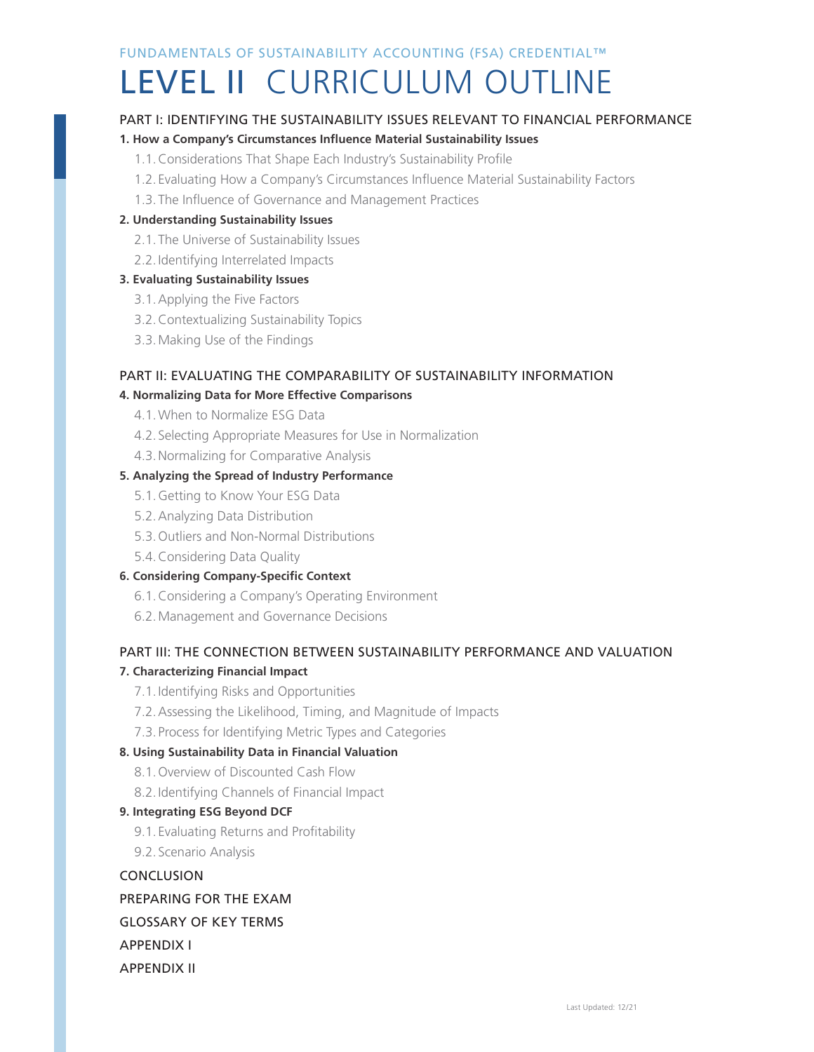FUNDAMENTALS OF SUSTAINABILITY ACCOUNTING (FSA) CREDENTIAL™

# LEVEL II CURRICULUM OUTLINE

## PART I: IDENTIFYING THE SUSTAINABILITY ISSUES RELEVANT TO FINANCIAL PERFORMANCE

**1. How a Company's Circumstances Influence Material Sustainability Issues**

- 1.1. Considerations That Shape Each Industry's Sustainability Profile
- 1.2. Evaluating How a Company's Circumstances Influence Material Sustainability Factors
- 1.3. The Influence of Governance and Management Practices

**2. Understanding Sustainability Issues**

- 2.1. The Universe of Sustainability Issues
- 2.2. Identifying Interrelated Impacts

**3. Evaluating Sustainability Issues**

- 3.1. Applying the Five Factors
- 3.2. Contextualizing Sustainability Topics
- 3.3. Making Use of the Findings

## PART II: EVALUATING THE COMPARABILITY OF SUSTAINABILITY INFORMATION

**4. Normalizing Data for More Effective Comparisons**

- 4.1. When to Normalize ESG Data
- 4.2. Selecting Appropriate Measures for Use in Normalization
- 4.3. Normalizing for Comparative Analysis

**5. Analyzing the Spread of Industry Performance**

- 5.1. Getting to Know Your ESG Data
- 5.2. Analyzing Data Distribution
- 5.3. Outliers and Non-Normal Distributions
- 5.4. Considering Data Quality

**6. Considering Company-Specific Context**

- 6.1. Considering a Company's Operating Environment
- 6.2. Management and Governance Decisions

## PART III: THE CONNECTION BETWEEN SUSTAINABILITY PERFORMANCE AND VALUATION

**7. Characterizing Financial Impact**

- 7.1. Identifying Risks and Opportunities
- 7.2. Assessing the Likelihood, Timing, and Magnitude of Impacts
- 7.3. Process for Identifying Metric Types and Categories

**8. Using Sustainability Data in Financial Valuation**

- 8.1. Overview of Discounted Cash Flow
- 8.2. Identifying Channels of Financial Impact

**9. Integrating ESG Beyond DCF**

- 9.1. Evaluating Returns and Profitability
- 9.2. Scenario Analysis

## CONCLUSION

## PREPARING FOR THE EXAM

## GLOSSARY OF KEY TERMS

## APPENDIX I

## APPENDIX II

Last Updated: 12/21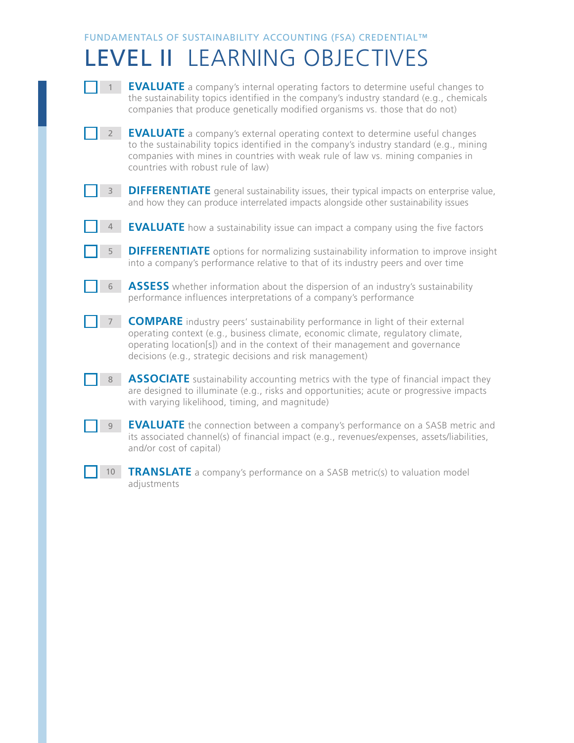FUNDAMENTALS OF SUSTAINABILITY ACCOUNTING (FSA) CREDENTIAL™

# LEVEL II LEARNING OBJECTIVES

1. **EVALUATE** a company's internal operating factors to determine useful changes to the sustainability topics identified in the company's industry standard (e.g., chemicals companies that produce genetically modified organisms vs. those that do not)

2. **EVALUATE** a company's external operating context to determine useful changes to the sustainability topics identified in the company's industry standard (e.g., mining companies with mines in countries with weak rule of law vs. mining companies in countries with robust rule of law)

3. **DIFFERENTIATE** general sustainability issues, their typical impacts on enterprise value, and how they can produce interrelated impacts alongside other sustainability issues

4. **EVALUATE** how a sustainability issue can impact a company using the five factors

5. **DIFFERENTIATE** options for normalizing sustainability information to improve insight into a company's performance relative to that of its industry peers and over time

6. **ASSESS** whether information about the dispersion of an industry's sustainability performance influences interpretations of a company's performance

7. **COMPARE** industry peers' sustainability performance in light of their external operating context (e.g., business climate, economic climate, regulatory climate, operating location[s]) and in the context of their management and governance decisions (e.g., strategic decisions and risk management)

8. **ASSOCIATE** sustainability accounting metrics with the type of financial impact they are designed to illuminate (e.g., risks and opportunities; acute or progressive impacts with varying likelihood, timing, and magnitude)

9. **EVALUATE** the connection between a company's performance on a SASB metric and its associated channel(s) of financial impact (e.g., revenues/expenses, assets/liabilities, and/or cost of capital)

10. **TRANSLATE** a company's performance on a SASB metric(s) to valuation model adjustments